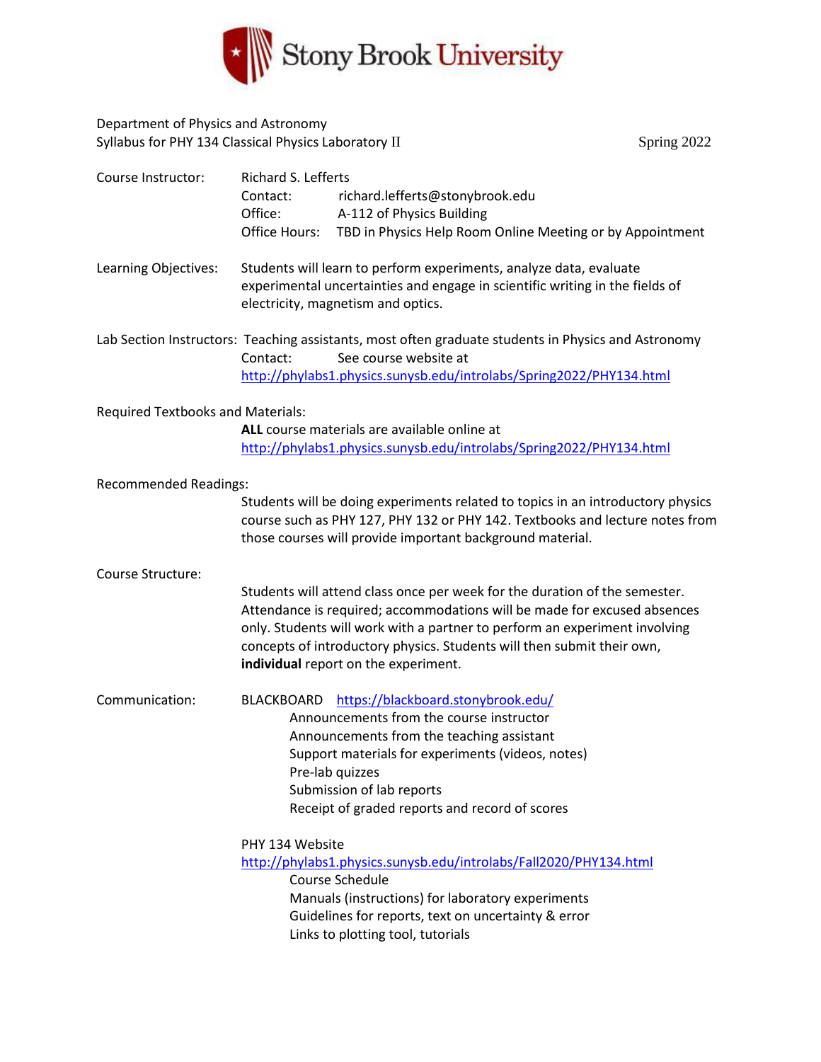Stony Brook University

Department of Physics and Astronomy
Syllabus for PHY 134 Classical Physics Laboratory II — Spring 2022

**Course Instructor:** Richard S. Lefferts
Contact: richard.lefferts@stonybrook.edu
Office: A-112 of Physics Building
Office Hours: TBD in Physics Help Room Online Meeting or by Appointment

**Learning Objectives:** Students will learn to perform experiments, analyze data, evaluate experimental uncertainties and engage in scientific writing in the fields of electricity, magnetism and optics.

**Lab Section Instructors:** Teaching assistants, most often graduate students in Physics and Astronomy
Contact: See course website at http://phylabs1.physics.sunysb.edu/introlabs/Spring2022/PHY134.html

**Required Textbooks and Materials:**
**ALL** course materials are available online at http://phylabs1.physics.sunysb.edu/introlabs/Spring2022/PHY134.html

**Recommended Readings:**
Students will be doing experiments related to topics in an introductory physics course such as PHY 127, PHY 132 or PHY 142. Textbooks and lecture notes from those courses will provide important background material.

**Course Structure:**
Students will attend class once per week for the duration of the semester. Attendance is required; accommodations will be made for excused absences only. Students will work with a partner to perform an experiment involving concepts of introductory physics. Students will then submit their own, **individual** report on the experiment.

**Communication:**

BLACKBOARD https://blackboard.stonybrook.edu/
- Announcements from the course instructor
- Announcements from the teaching assistant
- Support materials for experiments (videos, notes)
- Pre-lab quizzes
- Submission of lab reports
- Receipt of graded reports and record of scores

PHY 134 Website
http://phylabs1.physics.sunysb.edu/introlabs/Fall2020/PHY134.html
- Course Schedule
- Manuals (instructions) for laboratory experiments
- Guidelines for reports, text on uncertainty & error
- Links to plotting tool, tutorials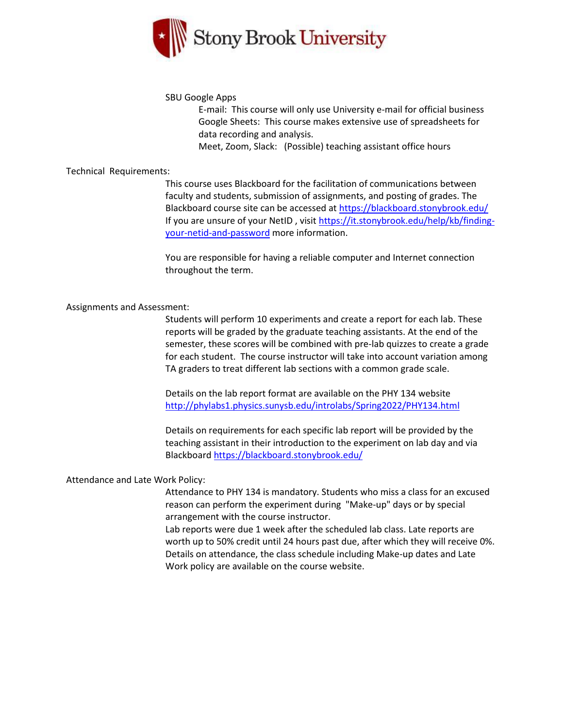SBU Google Apps

E-mail: This course will only use University e-mail for official business

Google Sheets: This course makes extensive use of spreadsheets for data recording and analysis.

Meet, Zoom, Slack: (Possible) teaching assistant office hours

## Technical Requirements:

This course uses Blackboard for the facilitation of communications between faculty and students, submission of assignments, and posting of grades. The Blackboard course site can be accessed at [https://blackboard.stonybrook.edu/](https://blackboard.stonybrook.edu/) If you are unsure of your NetID , visit [https://it.stonybrook.edu/help/kb/finding-your-netid-and-password](https://it.stonybrook.edu/help/kb/finding-your-netid-and-password) more information.

You are responsible for having a reliable computer and Internet connection throughout the term.

## Assignments and Assessment:

Students will perform 10 experiments and create a report for each lab. These reports will be graded by the graduate teaching assistants. At the end of the semester, these scores will be combined with pre-lab quizzes to create a grade for each student. The course instructor will take into account variation among TA graders to treat different lab sections with a common grade scale.

Details on the lab report format are available on the PHY 134 website [http://phylabs1.physics.sunysb.edu/introlabs/Spring2022/PHY134.html](http://phylabs1.physics.sunysb.edu/introlabs/Spring2022/PHY134.html)

Details on requirements for each specific lab report will be provided by the teaching assistant in their introduction to the experiment on lab day and via Blackboard [https://blackboard.stonybrook.edu/](https://blackboard.stonybrook.edu/)

## Attendance and Late Work Policy:

Attendance to PHY 134 is mandatory. Students who miss a class for an excused reason can perform the experiment during "Make-up" days or by special arrangement with the course instructor.

Lab reports were due 1 week after the scheduled lab class. Late reports are worth up to 50% credit until 24 hours past due, after which they will receive 0%. Details on attendance, the class schedule including Make-up dates and Late Work policy are available on the course website.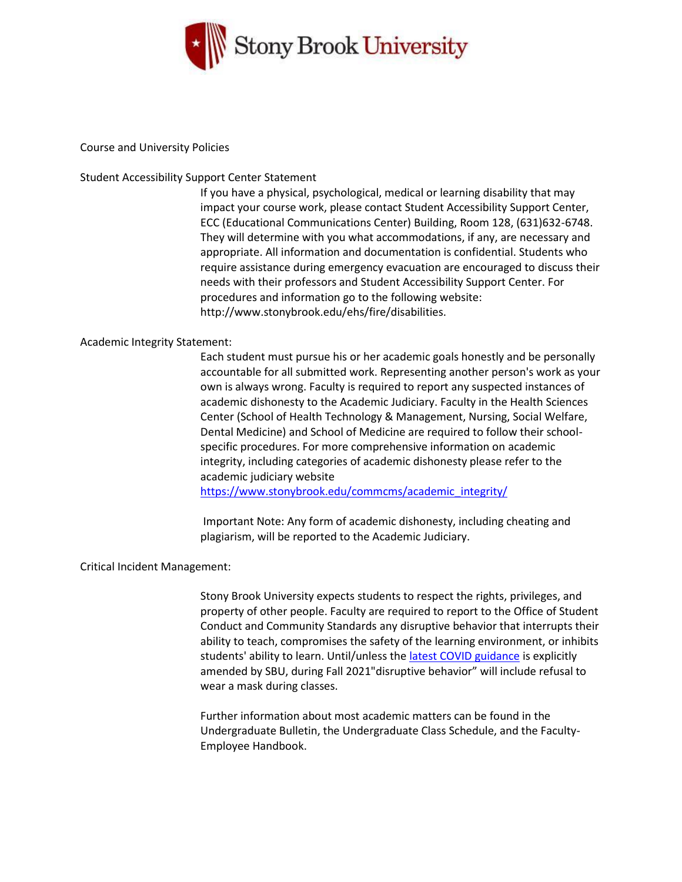Stony Brook University

## Course and University Policies

### Student Accessibility Support Center Statement

If you have a physical, psychological, medical or learning disability that may impact your course work, please contact Student Accessibility Support Center, ECC (Educational Communications Center) Building, Room 128, (631)632-6748. They will determine with you what accommodations, if any, are necessary and appropriate. All information and documentation is confidential. Students who require assistance during emergency evacuation are encouraged to discuss their needs with their professors and Student Accessibility Support Center. For procedures and information go to the following website: http://www.stonybrook.edu/ehs/fire/disabilities.

### Academic Integrity Statement:

Each student must pursue his or her academic goals honestly and be personally accountable for all submitted work. Representing another person's work as your own is always wrong. Faculty is required to report any suspected instances of academic dishonesty to the Academic Judiciary. Faculty in the Health Sciences Center (School of Health Technology & Management, Nursing, Social Welfare, Dental Medicine) and School of Medicine are required to follow their school-specific procedures. For more comprehensive information on academic integrity, including categories of academic dishonesty please refer to the academic judiciary website https://www.stonybrook.edu/commcms/academic_integrity/

Important Note: Any form of academic dishonesty, including cheating and plagiarism, will be reported to the Academic Judiciary.

### Critical Incident Management:

Stony Brook University expects students to respect the rights, privileges, and property of other people. Faculty are required to report to the Office of Student Conduct and Community Standards any disruptive behavior that interrupts their ability to teach, compromises the safety of the learning environment, or inhibits students' ability to learn. Until/unless the latest COVID guidance is explicitly amended by SBU, during Fall 2021"disruptive behavior" will include refusal to wear a mask during classes.

Further information about most academic matters can be found in the Undergraduate Bulletin, the Undergraduate Class Schedule, and the Faculty-Employee Handbook.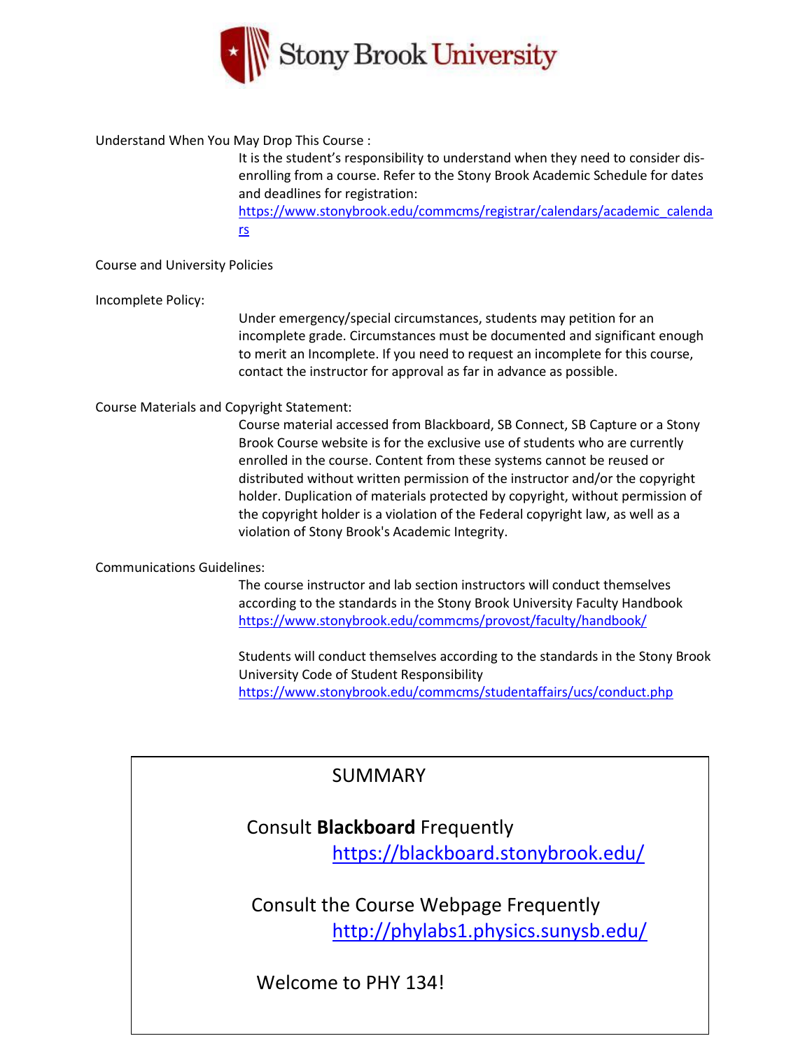Understand When You May Drop This Course :

It is the student's responsibility to understand when they need to consider dis-enrolling from a course. Refer to the Stony Brook Academic Schedule for dates and deadlines for registration: https://www.stonybrook.edu/commcms/registrar/calendars/academic_calendars

Course and University Policies

Incomplete Policy:

Under emergency/special circumstances, students may petition for an incomplete grade. Circumstances must be documented and significant enough to merit an Incomplete. If you need to request an incomplete for this course, contact the instructor for approval as far in advance as possible.

Course Materials and Copyright Statement:

Course material accessed from Blackboard, SB Connect, SB Capture or a Stony Brook Course website is for the exclusive use of students who are currently enrolled in the course. Content from these systems cannot be reused or distributed without written permission of the instructor and/or the copyright holder. Duplication of materials protected by copyright, without permission of the copyright holder is a violation of the Federal copyright law, as well as a violation of Stony Brook's Academic Integrity.

Communications Guidelines:

The course instructor and lab section instructors will conduct themselves according to the standards in the Stony Brook University Faculty Handbook https://www.stonybrook.edu/commcms/provost/faculty/handbook/

Students will conduct themselves according to the standards in the Stony Brook University Code of Student Responsibility https://www.stonybrook.edu/commcms/studentaffairs/ucs/conduct.php

## SUMMARY

Consult **Blackboard** Frequently

https://blackboard.stonybrook.edu/

Consult the Course Webpage Frequently

http://phylabs1.physics.sunysb.edu/

Welcome to PHY 134!